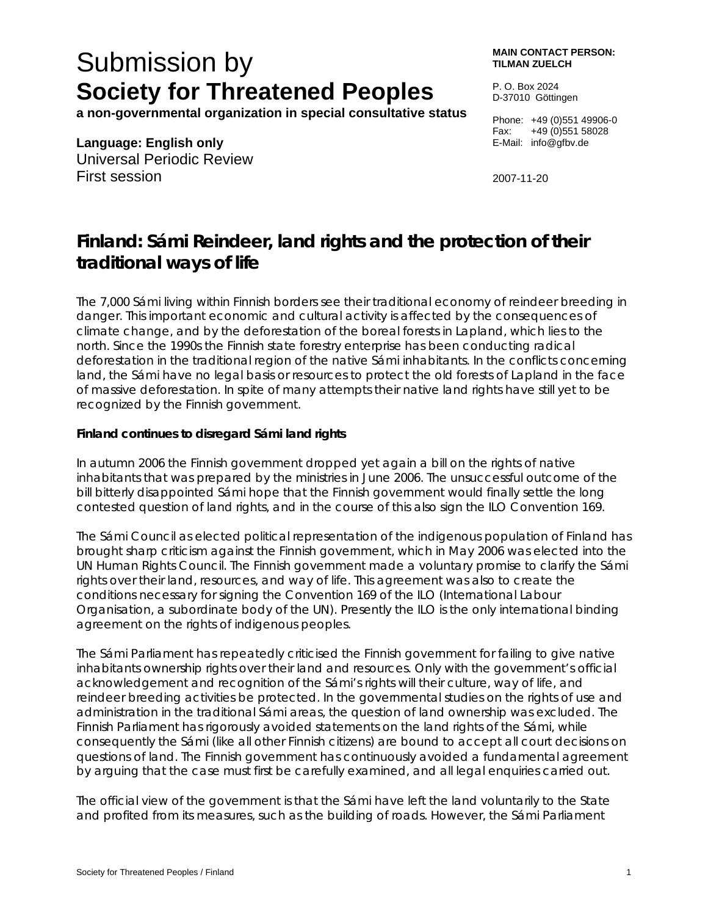# Submission by
# Society for Threatened Peoples

**a non-governmental organization in special consultative status**

**Language: English only**
Universal Periodic Review
First session

**MAIN CONTACT PERSON:**
**TILMAN ZUELCH**

P. O. Box 2024
D-37010 Göttingen

Phone: +49 (0)551 49906-0
Fax: +49 (0)551 58028
E-Mail: info@gfbv.de

2007-11-20

## Finland: Sámi Reindeer, land rights and the protection of their traditional ways of life

The 7,000 Sámi living within Finnish borders see their traditional economy of reindeer breeding in danger. This important economic and cultural activity is affected by the consequences of climate change, and by the deforestation of the boreal forests in Lapland, which lies to the north. Since the 1990s the Finnish state forestry enterprise has been conducting radical deforestation in the traditional region of the native Sámi inhabitants. In the conflicts concerning land, the Sámi have no legal basis or resources to protect the old forests of Lapland in the face of massive deforestation. In spite of many attempts their native land rights have still yet to be recognized by the Finnish government.

### Finland continues to disregard Sámi land rights

In autumn 2006 the Finnish government dropped yet again a bill on the rights of native inhabitants that was prepared by the ministries in June 2006. The unsuccessful outcome of the bill bitterly disappointed Sámi hope that the Finnish government would finally settle the long contested question of land rights, and in the course of this also sign the ILO Convention 169.

The Sámi Council as elected political representation of the indigenous population of Finland has brought sharp criticism against the Finnish government, which in May 2006 was elected into the UN Human Rights Council. The Finnish government made a voluntary promise to clarify the Sámi rights over their land, resources, and way of life. This agreement was also to create the conditions necessary for signing the Convention 169 of the ILO (International Labour Organisation, a subordinate body of the UN). Presently the ILO is the only international binding agreement on the rights of indigenous peoples.

The Sámi Parliament has repeatedly criticised the Finnish government for failing to give native inhabitants ownership rights over their land and resources. Only with the government's official acknowledgement and recognition of the Sámi's rights will their culture, way of life, and reindeer breeding activities be protected. In the governmental studies on the rights of use and administration in the traditional Sámi areas, the question of land ownership was excluded. The Finnish Parliament has rigorously avoided statements on the land rights of the Sámi, while consequently the Sámi (like all other Finnish citizens) are bound to accept all court decisions on questions of land. The Finnish government has continuously avoided a fundamental agreement by arguing that the case must first be carefully examined, and all legal enquiries carried out.

The official view of the government is that the Sámi have left the land voluntarily to the State and profited from its measures, such as the building of roads. However, the Sámi Parliament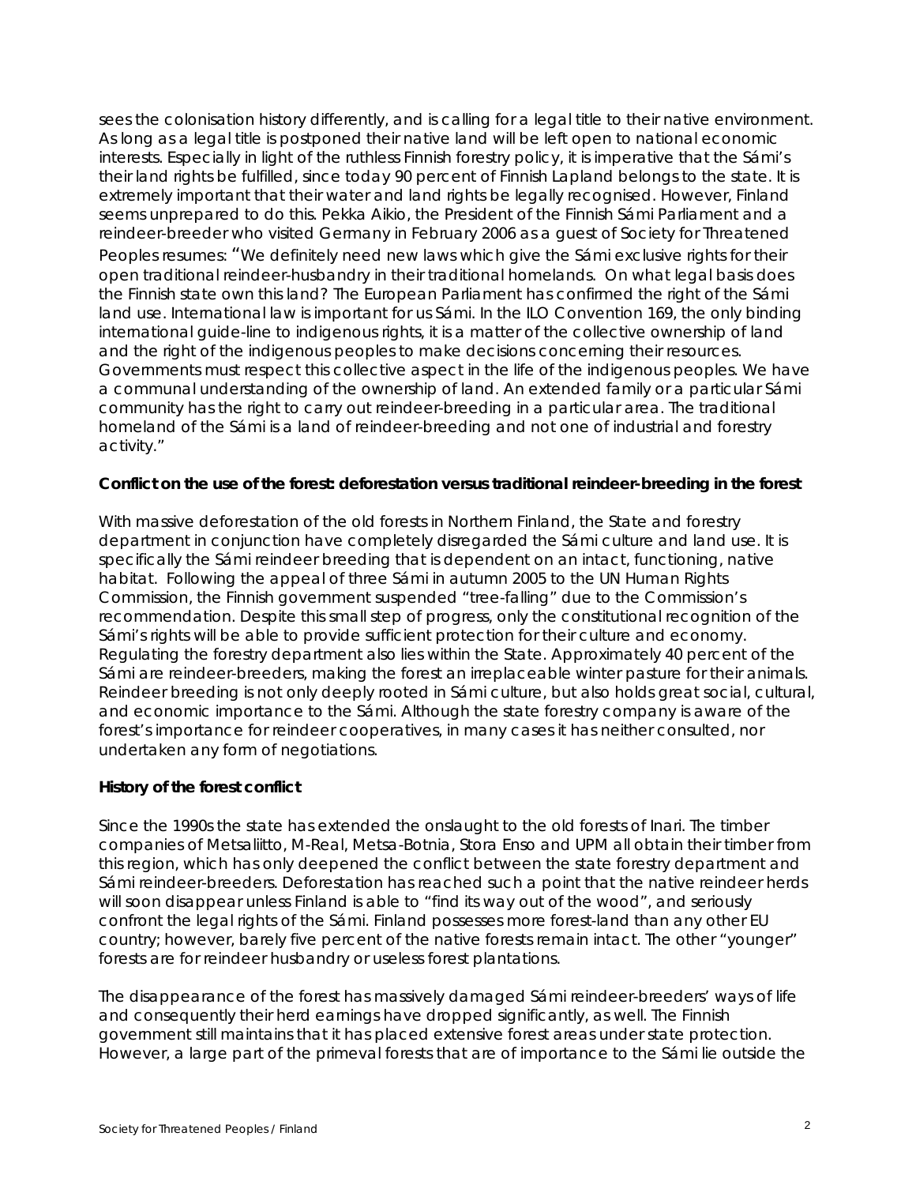sees the colonisation history differently, and is calling for a legal title to their native environment. As long as a legal title is postponed their native land will be left open to national economic interests. Especially in light of the ruthless Finnish forestry policy, it is imperative that the Sámi's their land rights be fulfilled, since today 90 percent of Finnish Lapland belongs to the state. It is extremely important that their water and land rights be legally recognised. However, Finland seems unprepared to do this. Pekka Aikio, the President of the Finnish Sámi Parliament and a reindeer-breeder who visited Germany in February 2006 as a guest of Society for Threatened Peoples resumes: "We definitely need new laws which give the Sámi exclusive rights for their open traditional reindeer-husbandry in their traditional homelands. On what legal basis does the Finnish state own this land? The European Parliament has confirmed the right of the Sámi land use. International law is important for us Sámi. In the ILO Convention 169, the only binding international guide-line to indigenous rights, it is a matter of the collective ownership of land and the right of the indigenous peoples to make decisions concerning their resources. Governments must respect this collective aspect in the life of the indigenous peoples. We have a communal understanding of the ownership of land. An extended family or a particular Sámi community has the right to carry out reindeer-breeding in a particular area. The traditional homeland of the Sámi is a land of reindeer-breeding and not one of industrial and forestry activity."

**Conflict on the use of the forest: deforestation versus traditional reindeer-breeding in the forest**

With massive deforestation of the old forests in Northern Finland, the State and forestry department in conjunction have completely disregarded the Sámi culture and land use. It is specifically the Sámi reindeer breeding that is dependent on an intact, functioning, native habitat. Following the appeal of three Sámi in autumn 2005 to the UN Human Rights Commission, the Finnish government suspended "tree-falling" due to the Commission's recommendation. Despite this small step of progress, only the constitutional recognition of the Sámi's rights will be able to provide sufficient protection for their culture and economy. Regulating the forestry department also lies within the State. Approximately 40 percent of the Sámi are reindeer-breeders, making the forest an irreplaceable winter pasture for their animals. Reindeer breeding is not only deeply rooted in Sámi culture, but also holds great social, cultural, and economic importance to the Sámi. Although the state forestry company is aware of the forest's importance for reindeer cooperatives, in many cases it has neither consulted, nor undertaken any form of negotiations.

**History of the forest conflict**

Since the 1990s the state has extended the onslaught to the old forests of Inari. The timber companies of Metsaliitto, M-Real, Metsa-Botnia, Stora Enso and UPM all obtain their timber from this region, which has only deepened the conflict between the state forestry department and Sámi reindeer-breeders. Deforestation has reached such a point that the native reindeer herds will soon disappear unless Finland is able to "find its way out of the wood", and seriously confront the legal rights of the Sámi. Finland possesses more forest-land than any other EU country; however, barely five percent of the native forests remain intact. The other "younger" forests are for reindeer husbandry or useless forest plantations.

The disappearance of the forest has massively damaged Sámi reindeer-breeders' ways of life and consequently their herd earnings have dropped significantly, as well. The Finnish government still maintains that it has placed extensive forest areas under state protection. However, a large part of the primeval forests that are of importance to the Sámi lie outside the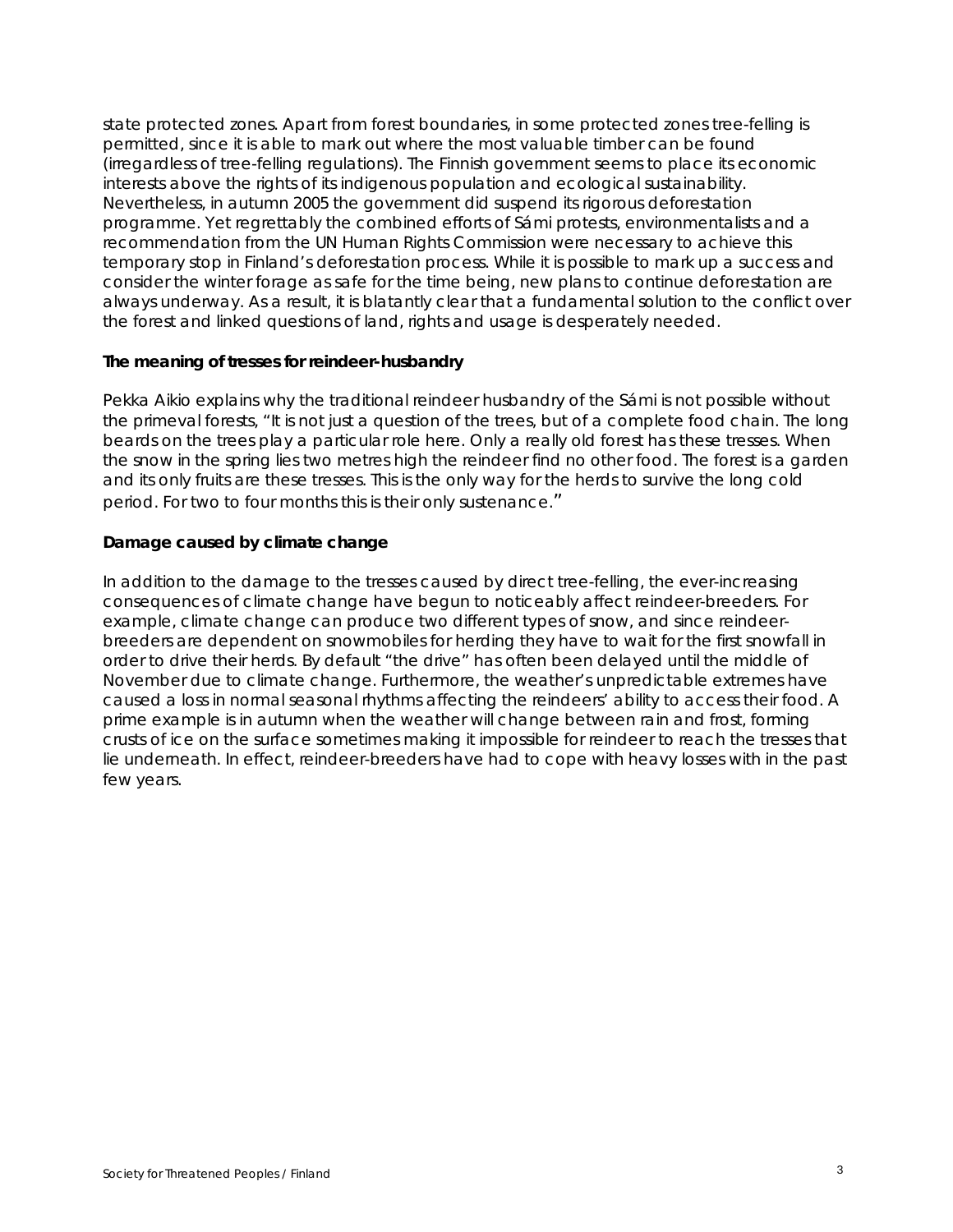state protected zones. Apart from forest boundaries, in some protected zones tree-felling is permitted, since it is able to mark out where the most valuable timber can be found (irregardless of tree-felling regulations). The Finnish government seems to place its economic interests above the rights of its indigenous population and ecological sustainability. Nevertheless, in autumn 2005 the government did suspend its rigorous deforestation programme. Yet regrettably the combined efforts of Sámi protests, environmentalists and a recommendation from the UN Human Rights Commission were necessary to achieve this temporary stop in Finland's deforestation process. While it is possible to mark up a success and consider the winter forage as safe for the time being, new plans to continue deforestation are always underway. As a result, it is blatantly clear that a fundamental solution to the conflict over the forest and linked questions of land, rights and usage is desperately needed.

**The meaning of tresses for reindeer-husbandry**

Pekka Aikio explains why the traditional reindeer husbandry of the Sámi is not possible without the primeval forests, "It is not just a question of the trees, but of a complete food chain. The long beards on the trees play a particular role here. Only a really old forest has these tresses. When the snow in the spring lies two metres high the reindeer find no other food. The forest is a garden and its only fruits are these tresses. This is the only way for the herds to survive the long cold period. For two to four months this is their only sustenance."

**Damage caused by climate change**

In addition to the damage to the tresses caused by direct tree-felling, the ever-increasing consequences of climate change have begun to noticeably affect reindeer-breeders. For example, climate change can produce two different types of snow, and since reindeer-breeders are dependent on snowmobiles for herding they have to wait for the first snowfall in order to drive their herds. By default "the drive" has often been delayed until the middle of November due to climate change. Furthermore, the weather's unpredictable extremes have caused a loss in normal seasonal rhythms affecting the reindeers' ability to access their food. A prime example is in autumn when the weather will change between rain and frost, forming crusts of ice on the surface sometimes making it impossible for reindeer to reach the tresses that lie underneath. In effect, reindeer-breeders have had to cope with heavy losses with in the past few years.